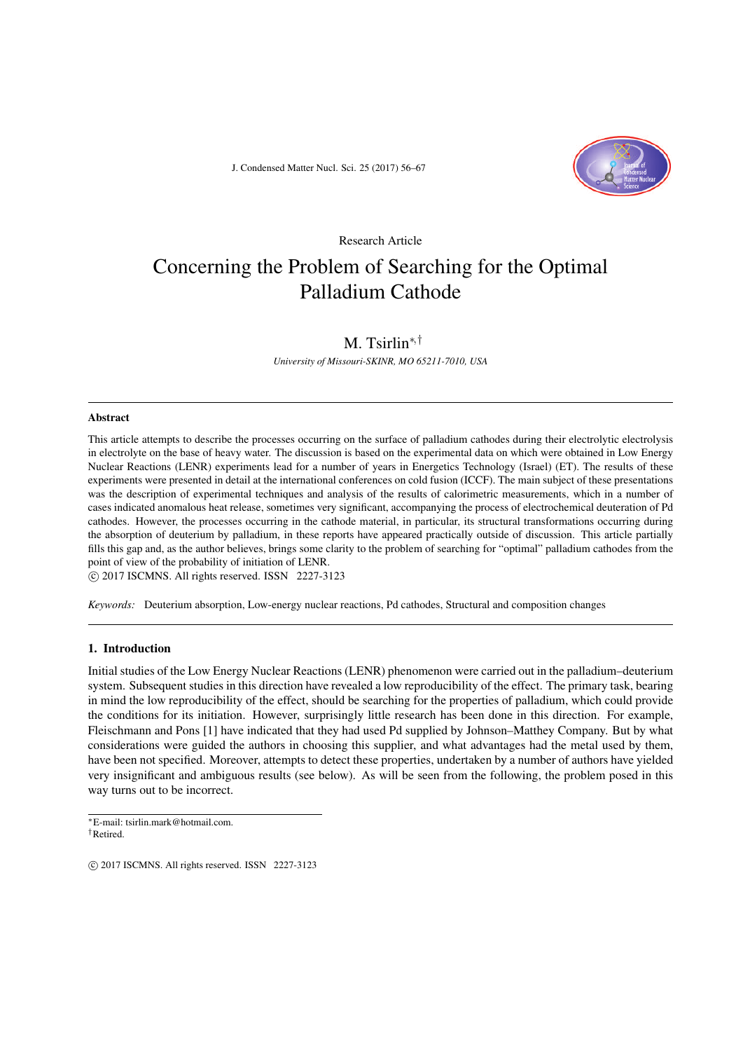Research Article

# Concerning the Problem of Searching for the Optimal Palladium Cathode

M. Tsirlin[*,†]

*University of Missouri-SKINR, MO 65211-7010, USA*

## Abstract

This article attempts to describe the processes occurring on the surface of palladium cathodes during their electrolytic electrolysis in electrolyte on the base of heavy water. The discussion is based on the experimental data on which were obtained in Low Energy Nuclear Reactions (LENR) experiments lead for a number of years in Energetics Technology (Israel) (ET). The results of these experiments were presented in detail at the international conferences on cold fusion (ICCF). The main subject of these presentations was the description of experimental techniques and analysis of the results of calorimetric measurements, which in a number of cases indicated anomalous heat release, sometimes very significant, accompanying the process of electrochemical deuteration of Pd cathodes. However, the processes occurring in the cathode material, in particular, its structural transformations occurring during the absorption of deuterium by palladium, in these reports have appeared practically outside of discussion. This article partially fills this gap and, as the author believes, brings some clarity to the problem of searching for "optimal" palladium cathodes from the point of view of the probability of initiation of LENR.

© 2017 ISCMNS. All rights reserved. ISSN 2227-3123

*Keywords:* Deuterium absorption, Low-energy nuclear reactions, Pd cathodes, Structural and composition changes

## 1. Introduction

Initial studies of the Low Energy Nuclear Reactions (LENR) phenomenon were carried out in the palladium–deuterium system. Subsequent studies in this direction have revealed a low reproducibility of the effect. The primary task, bearing in mind the low reproducibility of the effect, should be searching for the properties of palladium, which could provide the conditions for its initiation. However, surprisingly little research has been done in this direction. For example, Fleischmann and Pons [1] have indicated that they had used Pd supplied by Johnson–Matthey Company. But by what considerations were guided the authors in choosing this supplier, and what advantages had the metal used by them, have been not specified. Moreover, attempts to detect these properties, undertaken by a number of authors have yielded very insignificant and ambiguous results (see below). As will be seen from the following, the problem posed in this way turns out to be incorrect.

---

*E-mail: tsirlin.mark@hotmail.com.

†Retired.

© 2017 ISCMNS. All rights reserved. ISSN 2227-3123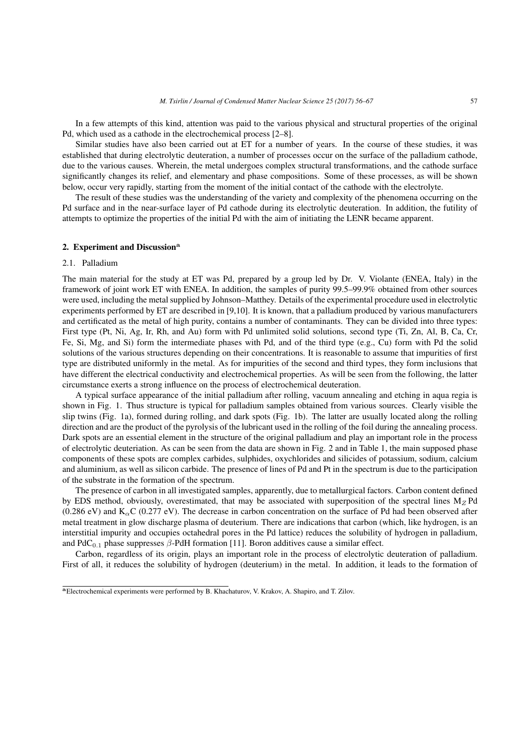In a few attempts of this kind, attention was paid to the various physical and structural properties of the original Pd, which used as a cathode in the electrochemical process [2–8].

Similar studies have also been carried out at ET for a number of years. In the course of these studies, it was established that during electrolytic deuteration, a number of processes occur on the surface of the palladium cathode, due to the various causes. Wherein, the metal undergoes complex structural transformations, and the cathode surface significantly changes its relief, and elementary and phase compositions. Some of these processes, as will be shown below, occur very rapidly, starting from the moment of the initial contact of the cathode with the electrolyte.

The result of these studies was the understanding of the variety and complexity of the phenomena occurring on the Pd surface and in the near-surface layer of Pd cathode during its electrolytic deuteration. In addition, the futility of attempts to optimize the properties of the initial Pd with the aim of initiating the LENR became apparent.

## 2. Experiment and Discussion[a]

### 2.1. Palladium

The main material for the study at ET was Pd, prepared by a group led by Dr. V. Violante (ENEA, Italy) in the framework of joint work ET with ENEA. In addition, the samples of purity 99.5–99.9% obtained from other sources were used, including the metal supplied by Johnson–Matthey. Details of the experimental procedure used in electrolytic experiments performed by ET are described in [9,10]. It is known, that a palladium produced by various manufacturers and certificated as the metal of high purity, contains a number of contaminants. They can be divided into three types: First type (Pt, Ni, Ag, Ir, Rh, and Au) form with Pd unlimited solid solutions, second type (Ti, Zn, Al, B, Ca, Cr, Fe, Si, Mg, and Si) form the intermediate phases with Pd, and of the third type (e.g., Cu) form with Pd the solid solutions of the various structures depending on their concentrations. It is reasonable to assume that impurities of first type are distributed uniformly in the metal. As for impurities of the second and third types, they form inclusions that have different the electrical conductivity and electrochemical properties. As will be seen from the following, the latter circumstance exerts a strong influence on the process of electrochemical deuteration.

A typical surface appearance of the initial palladium after rolling, vacuum annealing and etching in aqua regia is shown in Fig. 1. Thus structure is typical for palladium samples obtained from various sources. Clearly visible the slip twins (Fig. 1a), formed during rolling, and dark spots (Fig. 1b). The latter are usually located along the rolling direction and are the product of the pyrolysis of the lubricant used in the rolling of the foil during the annealing process. Dark spots are an essential element in the structure of the original palladium and play an important role in the process of electrolytic deuteriation. As can be seen from the data are shown in Fig. 2 and in Table 1, the main supposed phase components of these spots are complex carbides, sulphides, oxychlorides and silicides of potassium, sodium, calcium and aluminium, as well as silicon carbide. The presence of lines of Pd and Pt in the spectrum is due to the participation of the substrate in the formation of the spectrum.

The presence of carbon in all investigated samples, apparently, due to metallurgical factors. Carbon content defined by EDS method, obviously, overestimated, that may be associated with superposition of the spectral lines $M_Z$ Pd (0.286 eV) and $K_\alpha$C (0.277 eV). The decrease in carbon concentration on the surface of Pd had been observed after metal treatment in glow discharge plasma of deuterium. There are indications that carbon (which, like hydrogen, is an interstitial impurity and occupies octahedral pores in the Pd lattice) reduces the solubility of hydrogen in palladium, and $PdC_{0.1}$ phase suppresses $\beta$-PdH formation [11]. Boron additives cause a similar effect.

Carbon, regardless of its origin, plays an important role in the process of electrolytic deuteration of palladium. First of all, it reduces the solubility of hydrogen (deuterium) in the metal. In addition, it leads to the formation of

[a] Electrochemical experiments were performed by B. Khachaturov, V. Krakov, A. Shapiro, and T. Zilov.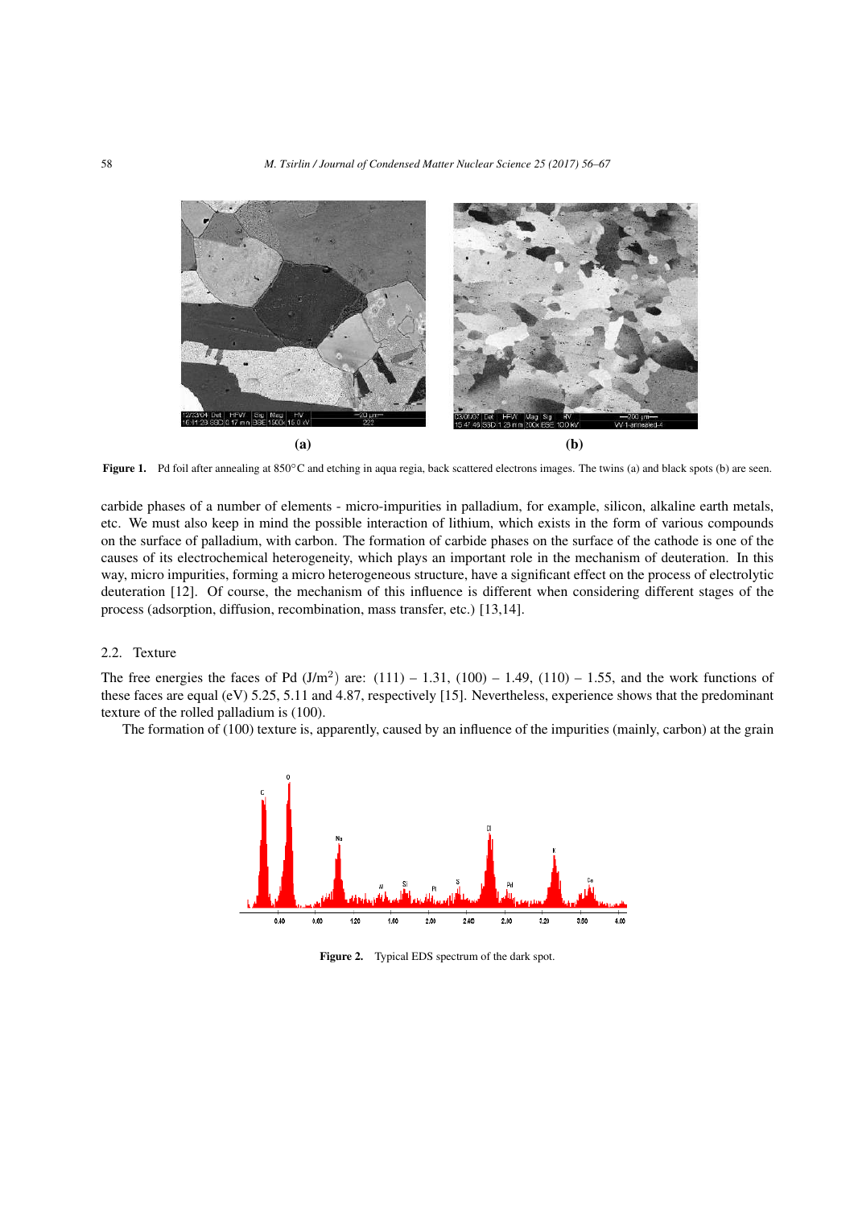**(a)** **(b)**

**Figure 1.** Pd foil after annealing at 850°C and etching in aqua regia, back scattered electrons images. The twins (a) and black spots (b) are seen.

carbide phases of a number of elements - micro-impurities in palladium, for example, silicon, alkaline earth metals, etc. We must also keep in mind the possible interaction of lithium, which exists in the form of various compounds on the surface of palladium, with carbon. The formation of carbide phases on the surface of the cathode is one of the causes of its electrochemical heterogeneity, which plays an important role in the mechanism of deuteration. In this way, micro impurities, forming a micro heterogeneous structure, have a significant effect on the process of electrolytic deuteration [12]. Of course, the mechanism of this influence is different when considering different stages of the process (adsorption, diffusion, recombination, mass transfer, etc.) [13,14].

## 2.2. Texture

The free energies the faces of Pd ($J/m^2$) are: (111) – 1.31, (100) – 1.49, (110) – 1.55, and the work functions of these faces are equal (eV) 5.25, 5.11 and 4.87, respectively [15]. Nevertheless, experience shows that the predominant texture of the rolled palladium is (100).

The formation of (100) texture is, apparently, caused by an influence of the impurities (mainly, carbon) at the grain

**Figure 2.** Typical EDS spectrum of the dark spot.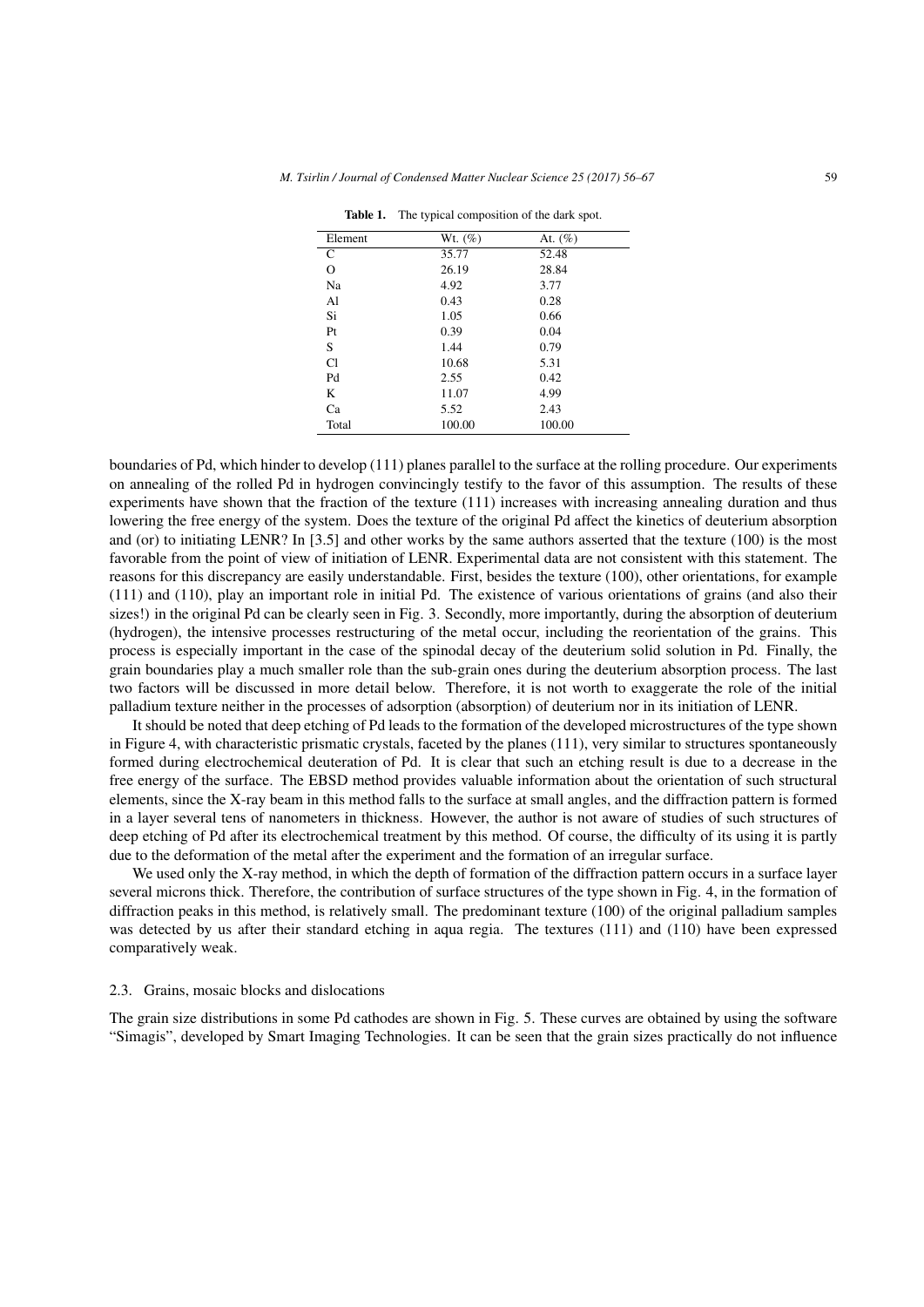**Table 1.** The typical composition of the dark spot.

| Element | Wt. (%) | At. (%) |
|---|---|---|
| C | 35.77 | 52.48 |
| O | 26.19 | 28.84 |
| Na | 4.92 | 3.77 |
| Al | 0.43 | 0.28 |
| Si | 1.05 | 0.66 |
| Pt | 0.39 | 0.04 |
| S | 1.44 | 0.79 |
| Cl | 10.68 | 5.31 |
| Pd | 2.55 | 0.42 |
| K | 11.07 | 4.99 |
| Ca | 5.52 | 2.43 |
| Total | 100.00 | 100.00 |

boundaries of Pd, which hinder to develop (111) planes parallel to the surface at the rolling procedure. Our experiments on annealing of the rolled Pd in hydrogen convincingly testify to the favor of this assumption. The results of these experiments have shown that the fraction of the texture (111) increases with increasing annealing duration and thus lowering the free energy of the system. Does the texture of the original Pd affect the kinetics of deuterium absorption and (or) to initiating LENR? In [3.5] and other works by the same authors asserted that the texture (100) is the most favorable from the point of view of initiation of LENR. Experimental data are not consistent with this statement. The reasons for this discrepancy are easily understandable. First, besides the texture (100), other orientations, for example (111) and (110), play an important role in initial Pd. The existence of various orientations of grains (and also their sizes!) in the original Pd can be clearly seen in Fig. 3. Secondly, more importantly, during the absorption of deuterium (hydrogen), the intensive processes restructuring of the metal occur, including the reorientation of the grains. This process is especially important in the case of the spinodal decay of the deuterium solid solution in Pd. Finally, the grain boundaries play a much smaller role than the sub-grain ones during the deuterium absorption process. The last two factors will be discussed in more detail below. Therefore, it is not worth to exaggerate the role of the initial palladium texture neither in the processes of adsorption (absorption) of deuterium nor in its initiation of LENR.

It should be noted that deep etching of Pd leads to the formation of the developed microstructures of the type shown in Figure 4, with characteristic prismatic crystals, faceted by the planes (111), very similar to structures spontaneously formed during electrochemical deuteration of Pd. It is clear that such an etching result is due to a decrease in the free energy of the surface. The EBSD method provides valuable information about the orientation of such structural elements, since the X-ray beam in this method falls to the surface at small angles, and the diffraction pattern is formed in a layer several tens of nanometers in thickness. However, the author is not aware of studies of such structures of deep etching of Pd after its electrochemical treatment by this method. Of course, the difficulty of its using it is partly due to the deformation of the metal after the experiment and the formation of an irregular surface.

We used only the X-ray method, in which the depth of formation of the diffraction pattern occurs in a surface layer several microns thick. Therefore, the contribution of surface structures of the type shown in Fig. 4, in the formation of diffraction peaks in this method, is relatively small. The predominant texture (100) of the original palladium samples was detected by us after their standard etching in aqua regia. The textures (111) and (110) have been expressed comparatively weak.

### 2.3. Grains, mosaic blocks and dislocations

The grain size distributions in some Pd cathodes are shown in Fig. 5. These curves are obtained by using the software "Simagis", developed by Smart Imaging Technologies. It can be seen that the grain sizes practically do not influence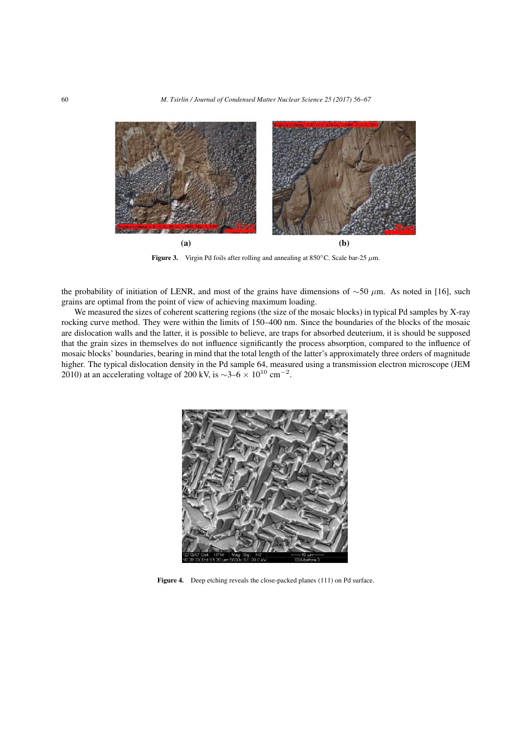**(a)** **(b)**

**Figure 3.** Virgin Pd foils after rolling and annealing at 850°C. Scale bar-25 $\mu$m.

the probability of initiation of LENR, and most of the grains have dimensions of $\sim$50 $\mu$m. As noted in [16], such grains are optimal from the point of view of achieving maximum loading.

We measured the sizes of coherent scattering regions (the size of the mosaic blocks) in typical Pd samples by X-ray rocking curve method. They were within the limits of 150–400 nm. Since the boundaries of the blocks of the mosaic are dislocation walls and the latter, it is possible to believe, are traps for absorbed deuterium, it is should be supposed that the grain sizes in themselves do not influence significantly the process absorption, compared to the influence of mosaic blocks' boundaries, bearing in mind that the total length of the latter's approximately three orders of magnitude higher. The typical dislocation density in the Pd sample 64, measured using a transmission electron microscope (JEM 2010) at an accelerating voltage of 200 kV, is $\sim$3–6 $\times$ $10^{10}$ cm$^{-2}$.

**Figure 4.** Deep etching reveals the close-packed planes (111) on Pd surface.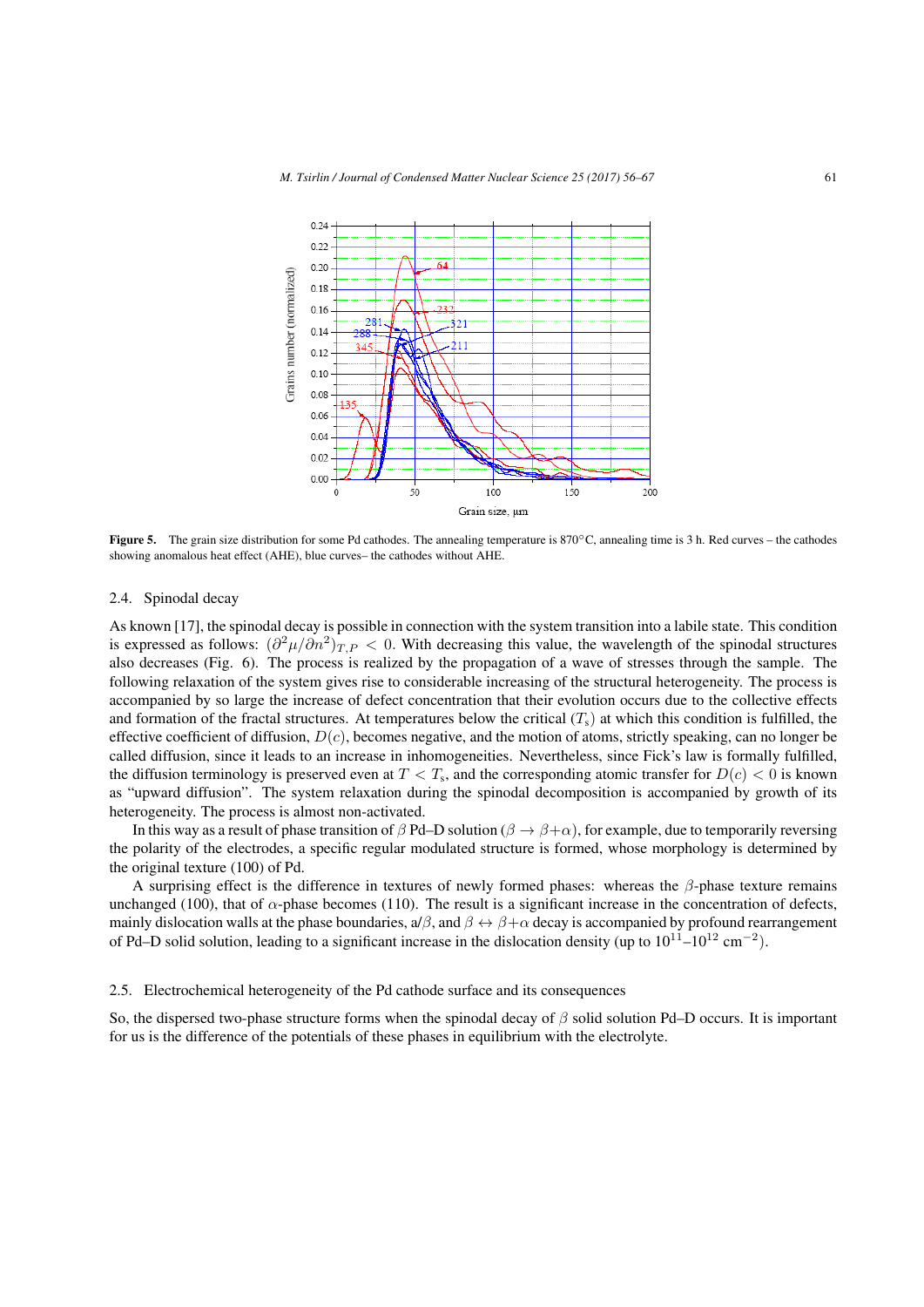**Figure 5.** The grain size distribution for some Pd cathodes. The annealing temperature is 870°C, annealing time is 3 h. Red curves – the cathodes showing anomalous heat effect (AHE), blue curves– the cathodes without AHE.

### 2.4. Spinodal decay

As known [17], the spinodal decay is possible in connection with the system transition into a labile state. This condition is expressed as follows: $(\partial^2\mu/\partial n^2)_{T,P} < 0$. With decreasing this value, the wavelength of the spinodal structures also decreases (Fig. 6). The process is realized by the propagation of a wave of stresses through the sample. The following relaxation of the system gives rise to considerable increasing of the structural heterogeneity. The process is accompanied by so large the increase of defect concentration that their evolution occurs due to the collective effects and formation of the fractal structures. At temperatures below the critical ($T_s$) at which this condition is fulfilled, the effective coefficient of diffusion, $D(c)$, becomes negative, and the motion of atoms, strictly speaking, can no longer be called diffusion, since it leads to an increase in inhomogeneities. Nevertheless, since Fick's law is formally fulfilled, the diffusion terminology is preserved even at $T < T_s$, and the corresponding atomic transfer for $D(c) < 0$ is known as "upward diffusion". The system relaxation during the spinodal decomposition is accompanied by growth of its heterogeneity. The process is almost non-activated.

In this way as a result of phase transition of $\beta$ Pd–D solution ($\beta \to \beta+\alpha$), for example, due to temporarily reversing the polarity of the electrodes, a specific regular modulated structure is formed, whose morphology is determined by the original texture (100) of Pd.

A surprising effect is the difference in textures of newly formed phases: whereas the $\beta$-phase texture remains unchanged (100), that of $\alpha$-phase becomes (110). The result is a significant increase in the concentration of defects, mainly dislocation walls at the phase boundaries, a/$\beta$, and $\beta \leftrightarrow \beta+\alpha$ decay is accompanied by profound rearrangement of Pd–D solid solution, leading to a significant increase in the dislocation density (up to $10^{11}$–$10^{12}$ cm$^{-2}$).

### 2.5. Electrochemical heterogeneity of the Pd cathode surface and its consequences

So, the dispersed two-phase structure forms when the spinodal decay of $\beta$ solid solution Pd–D occurs. It is important for us is the difference of the potentials of these phases in equilibrium with the electrolyte.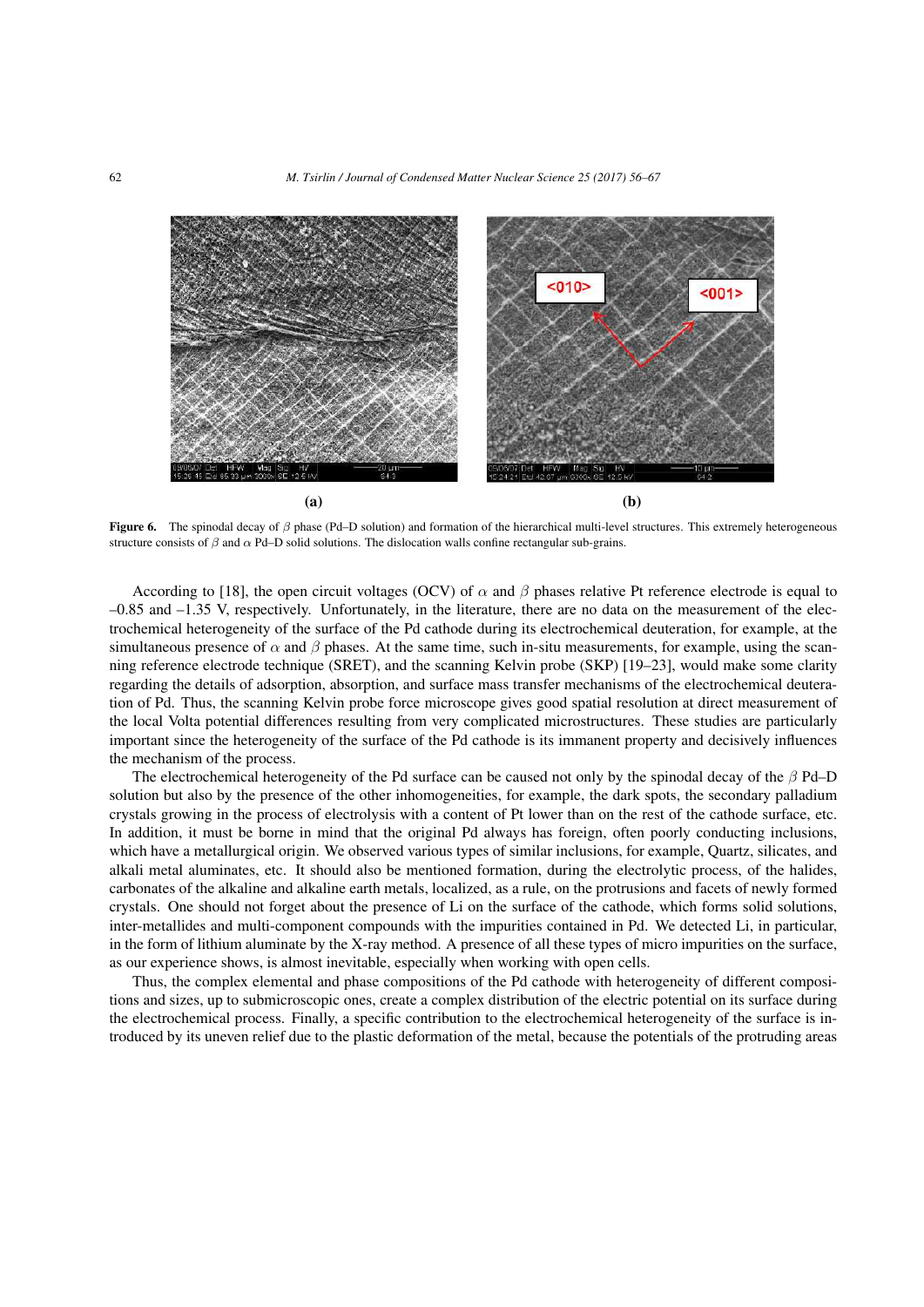**(a)** **(b)**

**Figure 6.** The spinodal decay of $\beta$ phase (Pd–D solution) and formation of the hierarchical multi-level structures. This extremely heterogeneous structure consists of $\beta$ and $\alpha$ Pd–D solid solutions. The dislocation walls confine rectangular sub-grains.

According to [18], the open circuit voltages (OCV) of $\alpha$ and $\beta$ phases relative Pt reference electrode is equal to –0.85 and –1.35 V, respectively. Unfortunately, in the literature, there are no data on the measurement of the electrochemical heterogeneity of the surface of the Pd cathode during its electrochemical deuteration, for example, at the simultaneous presence of $\alpha$ and $\beta$ phases. At the same time, such in-situ measurements, for example, using the scanning reference electrode technique (SRET), and the scanning Kelvin probe (SKP) [19–23], would make some clarity regarding the details of adsorption, absorption, and surface mass transfer mechanisms of the electrochemical deuteration of Pd. Thus, the scanning Kelvin probe force microscope gives good spatial resolution at direct measurement of the local Volta potential differences resulting from very complicated microstructures. These studies are particularly important since the heterogeneity of the surface of the Pd cathode is its immanent property and decisively influences the mechanism of the process.

The electrochemical heterogeneity of the Pd surface can be caused not only by the spinodal decay of the $\beta$ Pd–D solution but also by the presence of the other inhomogeneities, for example, the dark spots, the secondary palladium crystals growing in the process of electrolysis with a content of Pt lower than on the rest of the cathode surface, etc. In addition, it must be borne in mind that the original Pd always has foreign, often poorly conducting inclusions, which have a metallurgical origin. We observed various types of similar inclusions, for example, Quartz, silicates, and alkali metal aluminates, etc. It should also be mentioned formation, during the electrolytic process, of the halides, carbonates of the alkaline and alkaline earth metals, localized, as a rule, on the protrusions and facets of newly formed crystals. One should not forget about the presence of Li on the surface of the cathode, which forms solid solutions, inter-metallides and multi-component compounds with the impurities contained in Pd. We detected Li, in particular, in the form of lithium aluminate by the X-ray method. A presence of all these types of micro impurities on the surface, as our experience shows, is almost inevitable, especially when working with open cells.

Thus, the complex elemental and phase compositions of the Pd cathode with heterogeneity of different compositions and sizes, up to submicroscopic ones, create a complex distribution of the electric potential on its surface during the electrochemical process. Finally, a specific contribution to the electrochemical heterogeneity of the surface is introduced by its uneven relief due to the plastic deformation of the metal, because the potentials of the protruding areas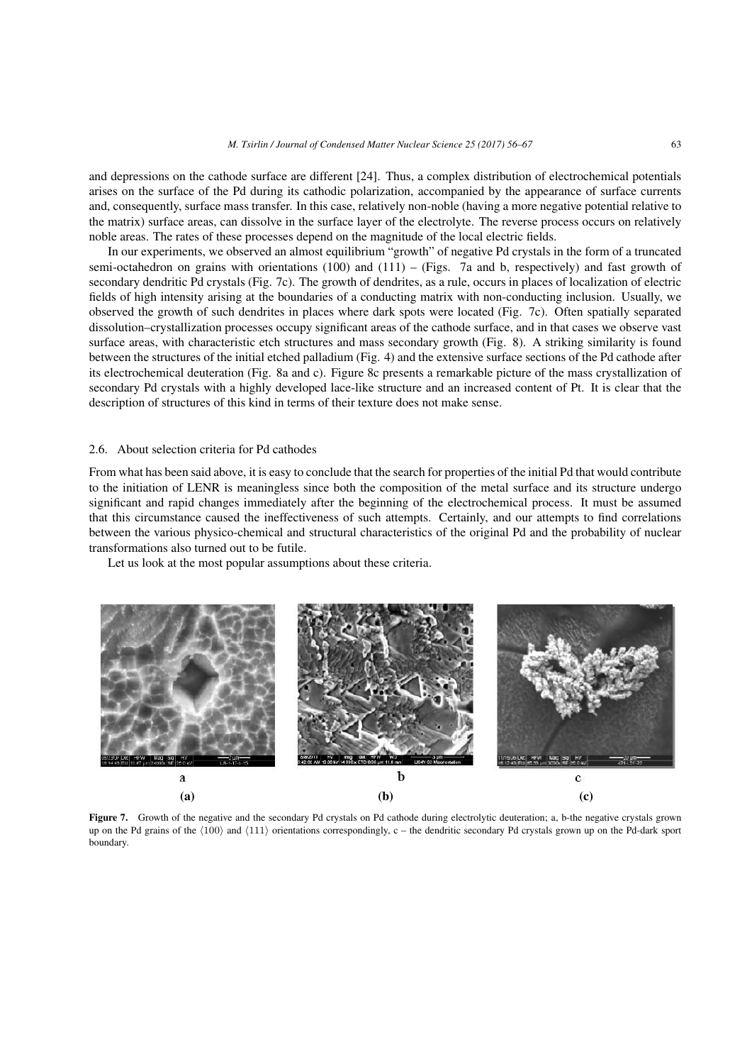and depressions on the cathode surface are different [24]. Thus, a complex distribution of electrochemical potentials arises on the surface of the Pd during its cathodic polarization, accompanied by the appearance of surface currents and, consequently, surface mass transfer. In this case, relatively non-noble (having a more negative potential relative to the matrix) surface areas, can dissolve in the surface layer of the electrolyte. The reverse process occurs on relatively noble areas. The rates of these processes depend on the magnitude of the local electric fields.

In our experiments, we observed an almost equilibrium "growth" of negative Pd crystals in the form of a truncated semi-octahedron on grains with orientations (100) and (111) – (Figs. 7a and b, respectively) and fast growth of secondary dendritic Pd crystals (Fig. 7c). The growth of dendrites, as a rule, occurs in places of localization of electric fields of high intensity arising at the boundaries of a conducting matrix with non-conducting inclusion. Usually, we observed the growth of such dendrites in places where dark spots were located (Fig. 7c). Often spatially separated dissolution–crystallization processes occupy significant areas of the cathode surface, and in that cases we observe vast surface areas, with characteristic etch structures and mass secondary growth (Fig. 8). A striking similarity is found between the structures of the initial etched palladium (Fig. 4) and the extensive surface sections of the Pd cathode after its electrochemical deuteration (Fig. 8a and c). Figure 8c presents a remarkable picture of the mass crystallization of secondary Pd crystals with a highly developed lace-like structure and an increased content of Pt. It is clear that the description of structures of this kind in terms of their texture does not make sense.

### 2.6. About selection criteria for Pd cathodes

From what has been said above, it is easy to conclude that the search for properties of the initial Pd that would contribute to the initiation of LENR is meaningless since both the composition of the metal surface and its structure undergo significant and rapid changes immediately after the beginning of the electrochemical process. It must be assumed that this circumstance caused the ineffectiveness of such attempts. Certainly, and our attempts to find correlations between the various physico-chemical and structural characteristics of the original Pd and the probability of nuclear transformations also turned out to be futile.

Let us look at the most popular assumptions about these criteria.

**Figure 7.** Growth of the negative and the secondary Pd crystals on Pd cathode during electrolytic deuteration; a, b-the negative crystals grown up on the Pd grains of the ⟨100⟩ and ⟨111⟩ orientations correspondingly, c – the dendritic secondary Pd crystals grown up on the Pd-dark sport boundary.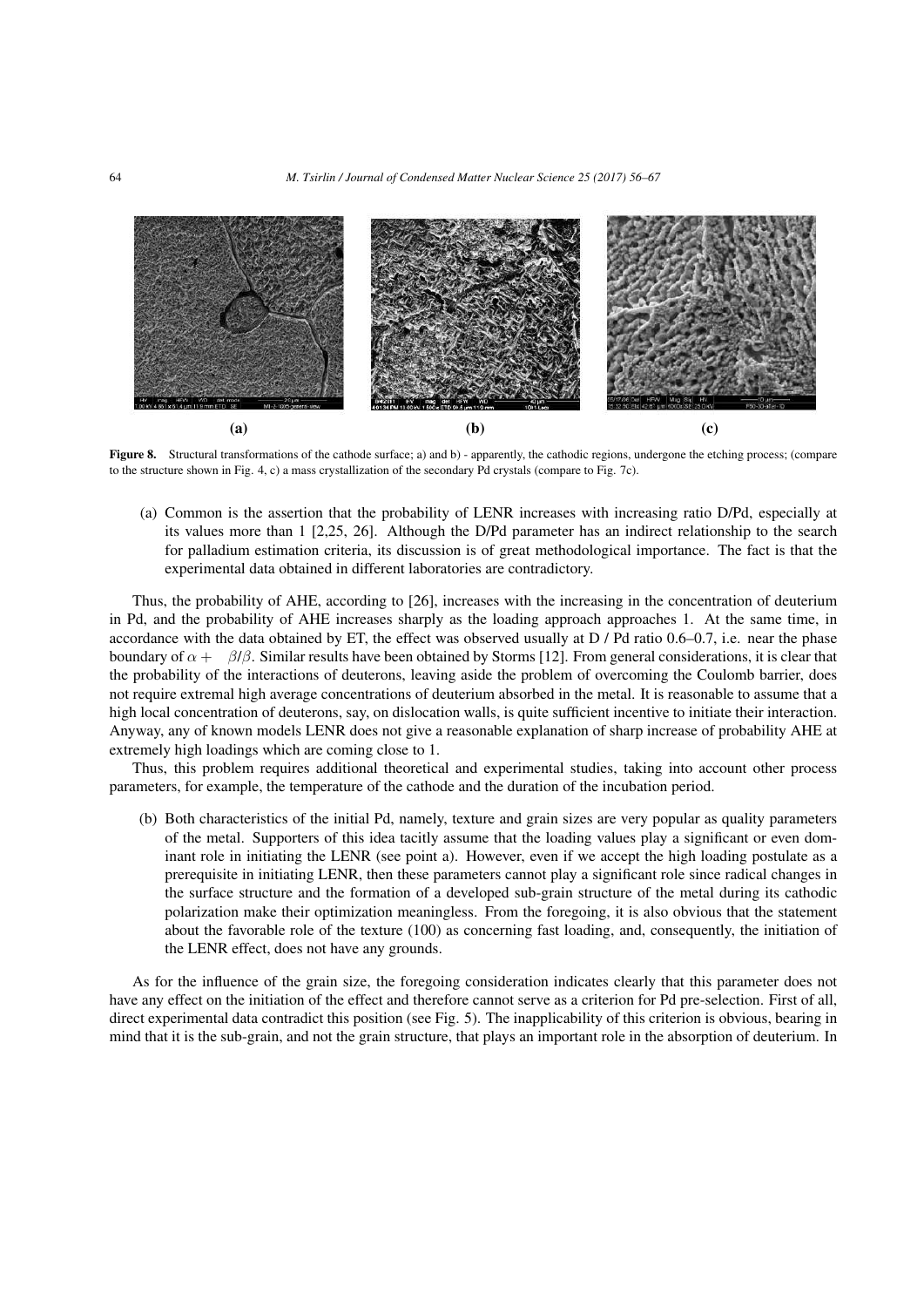**(a)** **(b)** **(c)**

**Figure 8.** Structural transformations of the cathode surface; a) and b) - apparently, the cathodic regions, undergone the etching process; (compare to the structure shown in Fig. 4, c) a mass crystallization of the secondary Pd crystals (compare to Fig. 7c).

(a) Common is the assertion that the probability of LENR increases with increasing ratio D/Pd, especially at its values more than 1 [2,25, 26]. Although the D/Pd parameter has an indirect relationship to the search for palladium estimation criteria, its discussion is of great methodological importance. The fact is that the experimental data obtained in different laboratories are contradictory.

Thus, the probability of AHE, according to [26], increases with the increasing in the concentration of deuterium in Pd, and the probability of AHE increases sharply as the loading approach approaches 1. At the same time, in accordance with the data obtained by ET, the effect was observed usually at D / Pd ratio 0.6–0.7, i.e. near the phase boundary of $\alpha + \beta/\beta$. Similar results have been obtained by Storms [12]. From general considerations, it is clear that the probability of the interactions of deuterons, leaving aside the problem of overcoming the Coulomb barrier, does not require extremal high average concentrations of deuterium absorbed in the metal. It is reasonable to assume that a high local concentration of deuterons, say, on dislocation walls, is quite sufficient incentive to initiate their interaction. Anyway, any of known models LENR does not give a reasonable explanation of sharp increase of probability AHE at extremely high loadings which are coming close to 1.

Thus, this problem requires additional theoretical and experimental studies, taking into account other process parameters, for example, the temperature of the cathode and the duration of the incubation period.

(b) Both characteristics of the initial Pd, namely, texture and grain sizes are very popular as quality parameters of the metal. Supporters of this idea tacitly assume that the loading values play a significant or even dominant role in initiating the LENR (see point a). However, even if we accept the high loading postulate as a prerequisite in initiating LENR, then these parameters cannot play a significant role since radical changes in the surface structure and the formation of a developed sub-grain structure of the metal during its cathodic polarization make their optimization meaningless. From the foregoing, it is also obvious that the statement about the favorable role of the texture (100) as concerning fast loading, and, consequently, the initiation of the LENR effect, does not have any grounds.

As for the influence of the grain size, the foregoing consideration indicates clearly that this parameter does not have any effect on the initiation of the effect and therefore cannot serve as a criterion for Pd pre-selection. First of all, direct experimental data contradict this position (see Fig. 5). The inapplicability of this criterion is obvious, bearing in mind that it is the sub-grain, and not the grain structure, that plays an important role in the absorption of deuterium. In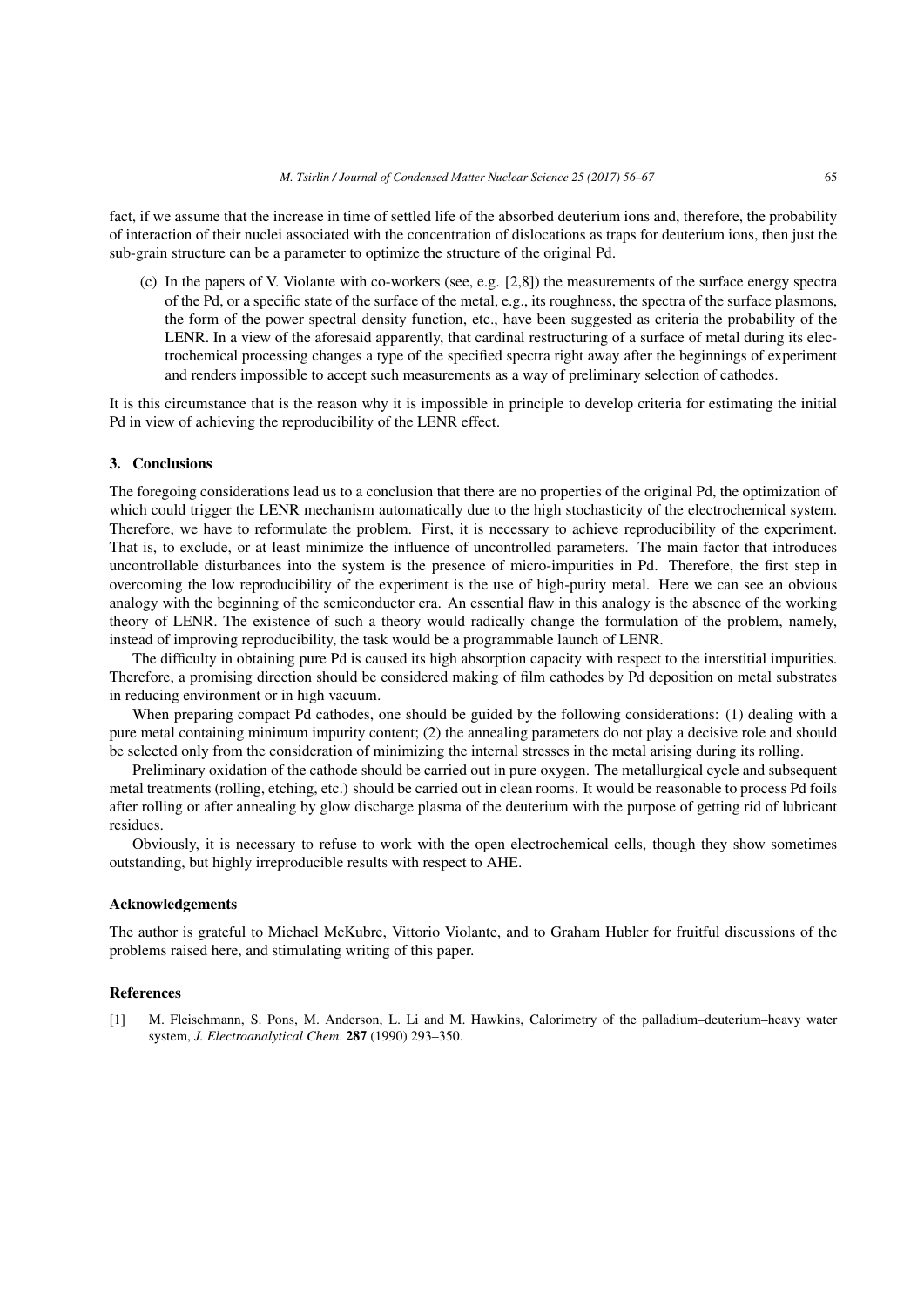fact, if we assume that the increase in time of settled life of the absorbed deuterium ions and, therefore, the probability of interaction of their nuclei associated with the concentration of dislocations as traps for deuterium ions, then just the sub-grain structure can be a parameter to optimize the structure of the original Pd.

(c) In the papers of V. Violante with co-workers (see, e.g. [2,8]) the measurements of the surface energy spectra of the Pd, or a specific state of the surface of the metal, e.g., its roughness, the spectra of the surface plasmons, the form of the power spectral density function, etc., have been suggested as criteria the probability of the LENR. In a view of the aforesaid apparently, that cardinal restructuring of a surface of metal during its electrochemical processing changes a type of the specified spectra right away after the beginnings of experiment and renders impossible to accept such measurements as a way of preliminary selection of cathodes.

It is this circumstance that is the reason why it is impossible in principle to develop criteria for estimating the initial Pd in view of achieving the reproducibility of the LENR effect.

## 3. Conclusions

The foregoing considerations lead us to a conclusion that there are no properties of the original Pd, the optimization of which could trigger the LENR mechanism automatically due to the high stochasticity of the electrochemical system. Therefore, we have to reformulate the problem. First, it is necessary to achieve reproducibility of the experiment. That is, to exclude, or at least minimize the influence of uncontrolled parameters. The main factor that introduces uncontrollable disturbances into the system is the presence of micro-impurities in Pd. Therefore, the first step in overcoming the low reproducibility of the experiment is the use of high-purity metal. Here we can see an obvious analogy with the beginning of the semiconductor era. An essential flaw in this analogy is the absence of the working theory of LENR. The existence of such a theory would radically change the formulation of the problem, namely, instead of improving reproducibility, the task would be a programmable launch of LENR.

The difficulty in obtaining pure Pd is caused its high absorption capacity with respect to the interstitial impurities. Therefore, a promising direction should be considered making of film cathodes by Pd deposition on metal substrates in reducing environment or in high vacuum.

When preparing compact Pd cathodes, one should be guided by the following considerations: (1) dealing with a pure metal containing minimum impurity content; (2) the annealing parameters do not play a decisive role and should be selected only from the consideration of minimizing the internal stresses in the metal arising during its rolling.

Preliminary oxidation of the cathode should be carried out in pure oxygen. The metallurgical cycle and subsequent metal treatments (rolling, etching, etc.) should be carried out in clean rooms. It would be reasonable to process Pd foils after rolling or after annealing by glow discharge plasma of the deuterium with the purpose of getting rid of lubricant residues.

Obviously, it is necessary to refuse to work with the open electrochemical cells, though they show sometimes outstanding, but highly irreproducible results with respect to AHE.

## Acknowledgements

The author is grateful to Michael McKubre, Vittorio Violante, and to Graham Hubler for fruitful discussions of the problems raised here, and stimulating writing of this paper.

## References

[1] M. Fleischmann, S. Pons, M. Anderson, L. Li and M. Hawkins, Calorimetry of the palladium–deuterium–heavy water system, *J. Electroanalytical Chem*. **287** (1990) 293–350.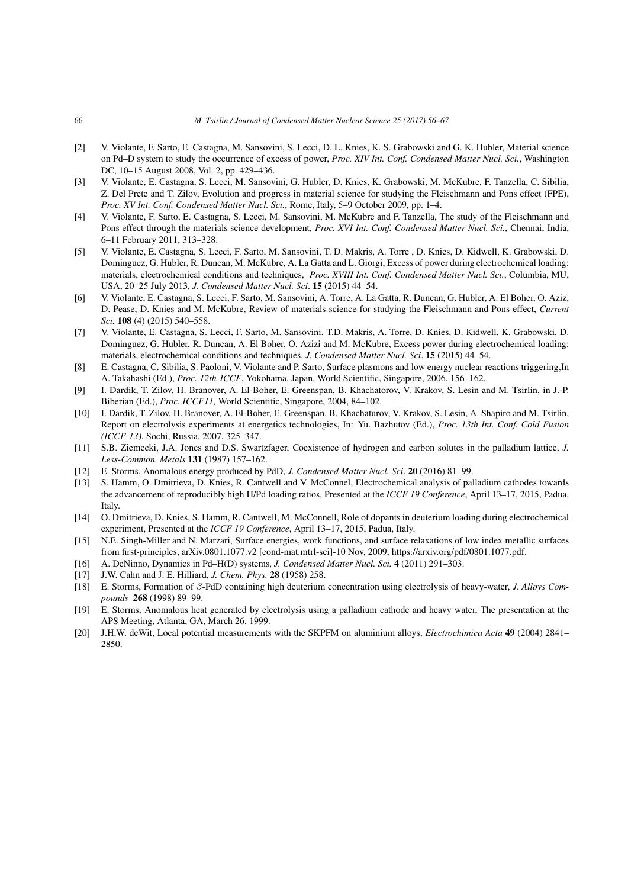[2] V. Violante, F. Sarto, E. Castagna, M. Sansovini, S. Lecci, D. L. Knies, K. S. Grabowski and G. K. Hubler, Material science on Pd–D system to study the occurrence of excess of power, *Proc. XIV Int. Conf. Condensed Matter Nucl. Sci.*, Washington DC, 10–15 August 2008, Vol. 2, pp. 429–436.

[3] V. Violante, E. Castagna, S. Lecci, M. Sansovini, G. Hubler, D. Knies, K. Grabowski, M. McKubre, F. Tanzella, C. Sibilia, Z. Del Prete and T. Zilov, Evolution and progress in material science for studying the Fleischmann and Pons effect (FPE), *Proc. XV Int. Conf. Condensed Matter Nucl. Sci.*, Rome, Italy, 5–9 October 2009, pp. 1–4.

[4] V. Violante, F. Sarto, E. Castagna, S. Lecci, M. Sansovini, M. McKubre and F. Tanzella, The study of the Fleischmann and Pons effect through the materials science development, *Proc. XVI Int. Conf. Condensed Matter Nucl. Sci.*, Chennai, India, 6–11 February 2011, 313–328.

[5] V. Violante, E. Castagna, S. Lecci, F. Sarto, M. Sansovini, T. D. Makris, A. Torre , D. Knies, D. Kidwell, K. Grabowski, D. Dominguez, G. Hubler, R. Duncan, M. McKubre, A. La Gatta and L. Giorgi, Excess of power during electrochemical loading: materials, electrochemical conditions and techniques, *Proc. XVIII Int. Conf. Condensed Matter Nucl. Sci.*, Columbia, MU, USA, 20–25 July 2013, *J. Condensed Matter Nucl. Sci*. **15** (2015) 44–54.

[6] V. Violante, E. Castagna, S. Lecci, F. Sarto, M. Sansovini, A. Torre, A. La Gatta, R. Duncan, G. Hubler, A. El Boher, O. Aziz, D. Pease, D. Knies and M. McKubre, Review of materials science for studying the Fleischmann and Pons effect, *Current Sci.* **108** (4) (2015) 540–558.

[7] V. Violante, E. Castagna, S. Lecci, F. Sarto, M. Sansovini, T.D. Makris, A. Torre, D. Knies, D. Kidwell, K. Grabowski, D. Dominguez, G. Hubler, R. Duncan, A. El Boher, O. Azizi and M. McKubre, Excess power during electrochemical loading: materials, electrochemical conditions and techniques, *J. Condensed Matter Nucl. Sci*. **15** (2015) 44–54.

[8] E. Castagna, C. Sibilia, S. Paoloni, V. Violante and P. Sarto, Surface plasmons and low energy nuclear reactions triggering,In A. Takahashi (Ed.), *Proc. 12th ICCF*, Yokohama, Japan, World Scientific, Singapore, 2006, 156–162.

[9] I. Dardik, T. Zilov, H. Branover, A. El-Boher, E. Greenspan, B. Khachatorov, V. Krakov, S. Lesin and M. Tsirlin, in J.-P. Biberian (Ed.), *Proc. ICCF11,* World Scientific, Singapore, 2004, 84–102.

[10] I. Dardik, T. Zilov, H. Branover, A. El-Boher, E. Greenspan, B. Khachaturov, V. Krakov, S. Lesin, A. Shapiro and M. Tsirlin, Report on electrolysis experiments at energetics technologies, In: Yu. Bazhutov (Ed.), *Proc. 13th Int. Conf. Cold Fusion (ICCF-13)*, Sochi, Russia, 2007, 325–347.

[11] S.B. Ziemecki, J.A. Jones and D.S. Swartzfager, Coexistence of hydrogen and carbon solutes in the palladium lattice, *J. Less-Common. Metals* **131** (1987) 157–162.

[12] E. Storms, Anomalous energy produced by PdD, *J. Condensed Matter Nucl. Sci*. **20** (2016) 81–99.

[13] S. Hamm, O. Dmitrieva, D. Knies, R. Cantwell and V. McConnel, Electrochemical analysis of palladium cathodes towards the advancement of reproducibly high H/Pd loading ratios, Presented at the *ICCF 19 Conference*, April 13–17, 2015, Padua, Italy.

[14] O. Dmitrieva, D. Knies, S. Hamm, R. Cantwell, M. McConnell, Role of dopants in deuterium loading during electrochemical experiment, Presented at the *ICCF 19 Conference*, April 13–17, 2015, Padua, Italy.

[15] N.E. Singh-Miller and N. Marzari, Surface energies, work functions, and surface relaxations of low index metallic surfaces from first-principles, arXiv.0801.1077.v2 [cond-mat.mtrl-sci]-10 Nov, 2009, https://arxiv.org/pdf/0801.1077.pdf.

[16] A. DeNinno, Dynamics in Pd–H(D) systems, *J. Condensed Matter Nucl. Sci.* **4** (2011) 291–303.

[17] J.W. Cahn and J. E. Hilliard, *J. Chem. Phys.* **28** (1958) 258.

[18] E. Storms, Formation of $\beta$-PdD containing high deuterium concentration using electrolysis of heavy-water, *J. Alloys Compounds* **268** (1998) 89–99.

[19] E. Storms, Anomalous heat generated by electrolysis using a palladium cathode and heavy water, The presentation at the APS Meeting, Atlanta, GA, March 26, 1999.

[20] J.H.W. deWit, Local potential measurements with the SKPFM on aluminium alloys, *Electrochimica Acta* **49** (2004) 2841–2850.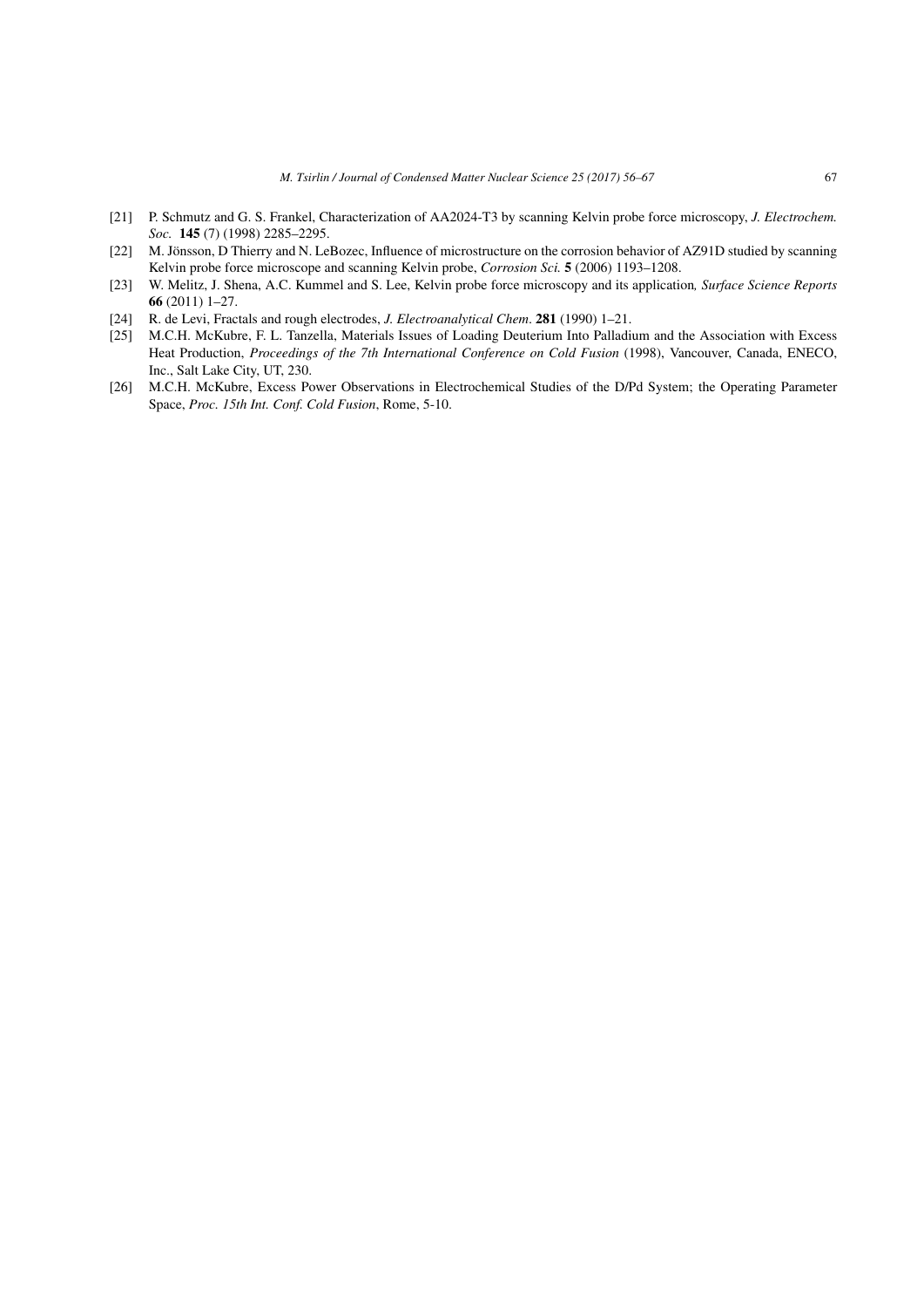[21] P. Schmutz and G. S. Frankel, Characterization of AA2024-T3 by scanning Kelvin probe force microscopy, *J. Electrochem. Soc.* **145** (7) (1998) 2285–2295.

[22] M. Jönsson, D Thierry and N. LeBozec, Influence of microstructure on the corrosion behavior of AZ91D studied by scanning Kelvin probe force microscope and scanning Kelvin probe, *Corrosion Sci.* **5** (2006) 1193–1208.

[23] W. Melitz, J. Shena, A.C. Kummel and S. Lee, Kelvin probe force microscopy and its application*, Surface Science Reports* **66** (2011) 1–27.

[24] R. de Levi, Fractals and rough electrodes, *J. Electroanalytical Chem*. **281** (1990) 1–21.

[25] M.C.H. McKubre, F. L. Tanzella, Materials Issues of Loading Deuterium Into Palladium and the Association with Excess Heat Production, *Proceedings of the 7th International Conference on Cold Fusion* (1998), Vancouver, Canada, ENECO, Inc., Salt Lake City, UT, 230.

[26] M.C.H. McKubre, Excess Power Observations in Electrochemical Studies of the D/Pd System; the Operating Parameter Space, *Proc. 15th Int. Conf. Cold Fusion*, Rome, 5-10.